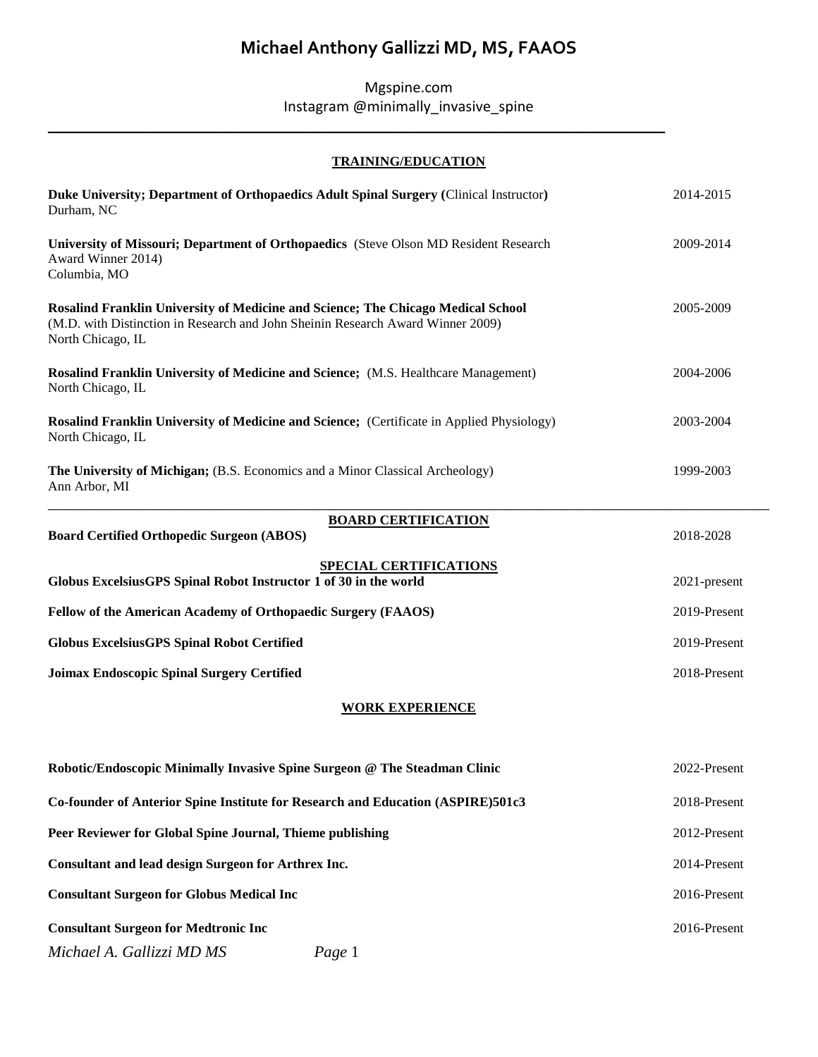# Michael Anthony Gallizzi MD, MS, FAAOS

Mgspine.com
Instagram @minimally_invasive_spine

---

## TRAINING/EDUCATION

**Duke University; Department of Orthopaedics Adult Spinal Surgery (**Clinical Instructor**)** — 2014-2015
Durham, NC

**University of Missouri; Department of Orthopaedics** (Steve Olson MD Resident Research Award Winner 2014) — 2009-2014
Columbia, MO

**Rosalind Franklin University of Medicine and Science; The Chicago Medical School** (M.D. with Distinction in Research and John Sheinin Research Award Winner 2009) — 2005-2009
North Chicago, IL

**Rosalind Franklin University of Medicine and Science;** (M.S. Healthcare Management) — 2004-2006
North Chicago, IL

**Rosalind Franklin University of Medicine and Science;** (Certificate in Applied Physiology) — 2003-2004
North Chicago, IL

**The University of Michigan;** (B.S. Economics and a Minor Classical Archeology) — 1999-2003
Ann Arbor, MI

---

## BOARD CERTIFICATION

**Board Certified Orthopedic Surgeon (ABOS)** — 2018-2028

## SPECIAL CERTIFICATIONS

**Globus ExcelsiusGPS Spinal Robot Instructor 1 of 30 in the world** — 2021-present

**Fellow of the American Academy of Orthopaedic Surgery (FAAOS)** — 2019-Present

**Globus ExcelsiusGPS Spinal Robot Certified** — 2019-Present

**Joimax Endoscopic Spinal Surgery Certified** — 2018-Present

## WORK EXPERIENCE

**Robotic/Endoscopic Minimally Invasive Spine Surgeon @ The Steadman Clinic** — 2022-Present

**Co-founder of Anterior Spine Institute for Research and Education (ASPIRE)501c3** — 2018-Present

**Peer Reviewer for Global Spine Journal, Thieme publishing** — 2012-Present

**Consultant and lead design Surgeon for Arthrex Inc.** — 2014-Present

**Consultant Surgeon for Globus Medical Inc** — 2016-Present

**Consultant Surgeon for Medtronic Inc** — 2016-Present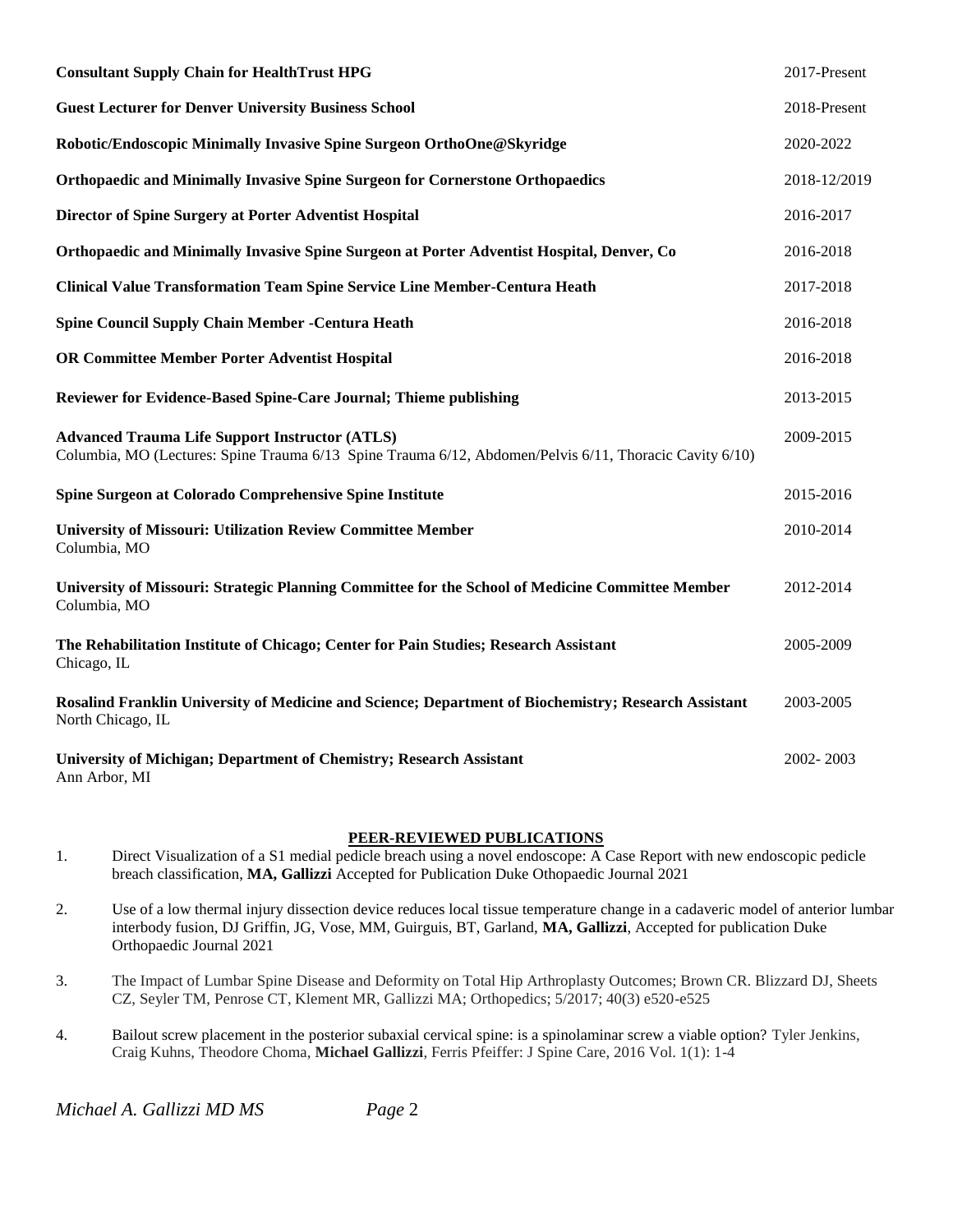**Consultant Supply Chain for HealthTrust HPG** 2017-Present

**Guest Lecturer for Denver University Business School** 2018-Present

**Robotic/Endoscopic Minimally Invasive Spine Surgeon OrthoOne@Skyridge** 2020-2022

**Orthopaedic and Minimally Invasive Spine Surgeon for Cornerstone Orthopaedics** 2018-12/2019

**Director of Spine Surgery at Porter Adventist Hospital** 2016-2017

**Orthopaedic and Minimally Invasive Spine Surgeon at Porter Adventist Hospital, Denver, Co** 2016-2018

**Clinical Value Transformation Team Spine Service Line Member-Centura Heath** 2017-2018

**Spine Council Supply Chain Member -Centura Heath** 2016-2018

**OR Committee Member Porter Adventist Hospital** 2016-2018

**Reviewer for Evidence-Based Spine-Care Journal; Thieme publishing** 2013-2015

**Advanced Trauma Life Support Instructor (ATLS)** 2009-2015
Columbia, MO (Lectures: Spine Trauma 6/13 Spine Trauma 6/12, Abdomen/Pelvis 6/11, Thoracic Cavity 6/10)

**Spine Surgeon at Colorado Comprehensive Spine Institute** 2015-2016

**University of Missouri: Utilization Review Committee Member** 2010-2014
Columbia, MO

**University of Missouri: Strategic Planning Committee for the School of Medicine Committee Member** 2012-2014
Columbia, MO

**The Rehabilitation Institute of Chicago; Center for Pain Studies; Research Assistant** 2005-2009
Chicago, IL

**Rosalind Franklin University of Medicine and Science; Department of Biochemistry; Research Assistant** 2003-2005
North Chicago, IL

**University of Michigan; Department of Chemistry; Research Assistant** 2002- 2003
Ann Arbor, MI

## PEER-REVIEWED PUBLICATIONS

1. Direct Visualization of a S1 medial pedicle breach using a novel endoscope: A Case Report with new endoscopic pedicle breach classification, **MA, Gallizzi** Accepted for Publication Duke Othopaedic Journal 2021

2. Use of a low thermal injury dissection device reduces local tissue temperature change in a cadaveric model of anterior lumbar interbody fusion, DJ Griffin, JG, Vose, MM, Guirguis, BT, Garland, **MA, Gallizzi**, Accepted for publication Duke Orthopaedic Journal 2021

3. The Impact of Lumbar Spine Disease and Deformity on Total Hip Arthroplasty Outcomes; Brown CR. Blizzard DJ, Sheets CZ, Seyler TM, Penrose CT, Klement MR, Gallizzi MA; Orthopedics; 5/2017; 40(3) e520-e525

4. Bailout screw placement in the posterior subaxial cervical spine: is a spinolaminar screw a viable option? Tyler Jenkins, Craig Kuhns, Theodore Choma, **Michael Gallizzi**, Ferris Pfeiffer: J Spine Care, 2016 Vol. 1(1): 1-4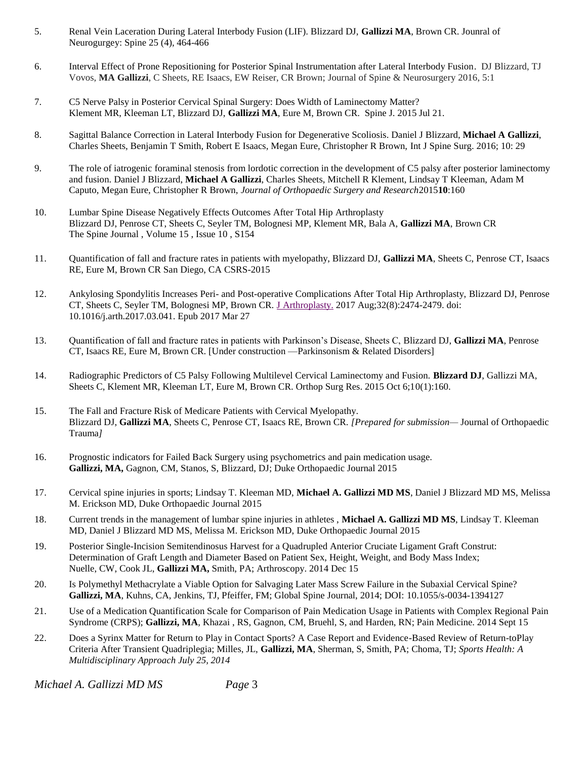5. Renal Vein Laceration During Lateral Interbody Fusion (LIF). Blizzard DJ, **Gallizzi MA**, Brown CR. Jounral of Neurogurgey: Spine 25 (4), 464-466

6. Interval Effect of Prone Repositioning for Posterior Spinal Instrumentation after Lateral Interbody Fusion. DJ Blizzard, TJ Vovos, **MA Gallizzi**, C Sheets, RE Isaacs, EW Reiser, CR Brown; Journal of Spine & Neurosurgery 2016, 5:1

7. C5 Nerve Palsy in Posterior Cervical Spinal Surgery: Does Width of Laminectomy Matter? Klement MR, Kleeman LT, Blizzard DJ, **Gallizzi MA**, Eure M, Brown CR. Spine J. 2015 Jul 21.

8. Sagittal Balance Correction in Lateral Interbody Fusion for Degenerative Scoliosis. Daniel J Blizzard, **Michael A Gallizzi**, Charles Sheets, Benjamin T Smith, Robert E Isaacs, Megan Eure, Christopher R Brown, Int J Spine Surg. 2016; 10: 29

9. The role of iatrogenic foraminal stenosis from lordotic correction in the development of C5 palsy after posterior laminectomy and fusion. Daniel J Blizzard, **Michael A Gallizzi**, Charles Sheets, Mitchell R Klement, Lindsay T Kleeman, Adam M Caputo, Megan Eure, Christopher R Brown, *Journal of Orthopaedic Surgery and Research*2015**10**:160

10. Lumbar Spine Disease Negatively Effects Outcomes After Total Hip Arthroplasty Blizzard DJ, Penrose CT, Sheets C, Seyler TM, Bolognesi MP, Klement MR, Bala A, **Gallizzi MA**, Brown CR The Spine Journal , Volume 15 , Issue 10 , S154

11. Quantification of fall and fracture rates in patients with myelopathy, Blizzard DJ, **Gallizzi MA**, Sheets C, Penrose CT, Isaacs RE, Eure M, Brown CR San Diego, CA CSRS-2015

12. Ankylosing Spondylitis Increases Peri- and Post-operative Complications After Total Hip Arthroplasty, Blizzard DJ, Penrose CT, Sheets C, Seyler TM, Bolognesi MP, Brown CR. J Arthroplasty. 2017 Aug;32(8):2474-2479. doi: 10.1016/j.arth.2017.03.041. Epub 2017 Mar 27

13. Quantification of fall and fracture rates in patients with Parkinson's Disease, Sheets C, Blizzard DJ, **Gallizzi MA**, Penrose CT, Isaacs RE, Eure M, Brown CR. [Under construction —Parkinsonism & Related Disorders]

14. Radiographic Predictors of C5 Palsy Following Multilevel Cervical Laminectomy and Fusion. **Blizzard DJ**, Gallizzi MA, Sheets C, Klement MR, Kleeman LT, Eure M, Brown CR. Orthop Surg Res. 2015 Oct 6;10(1):160.

15. The Fall and Fracture Risk of Medicare Patients with Cervical Myelopathy. Blizzard DJ, **Gallizzi MA**, Sheets C, Penrose CT, Isaacs RE, Brown CR. *[Prepared for submission*— Journal of Orthopaedic Trauma*]*

16. Prognostic indicators for Failed Back Surgery using psychometrics and pain medication usage. **Gallizzi, MA,** Gagnon, CM, Stanos, S, Blizzard, DJ; Duke Orthopaedic Journal 2015

17. Cervical spine injuries in sports; Lindsay T. Kleeman MD, **Michael A. Gallizzi MD MS**, Daniel J Blizzard MD MS, Melissa M. Erickson MD, Duke Orthopaedic Journal 2015

18. Current trends in the management of lumbar spine injuries in athletes , **Michael A. Gallizzi MD MS**, Lindsay T. Kleeman MD, Daniel J Blizzard MD MS, Melissa M. Erickson MD, Duke Orthopaedic Journal 2015

19. Posterior Single-Incision Semitendinosus Harvest for a Quadrupled Anterior Cruciate Ligament Graft Construt: Determination of Graft Length and Diameter Based on Patient Sex, Height, Weight, and Body Mass Index; Nuelle, CW, Cook JL, **Gallizzi MA,** Smith, PA; Arthroscopy. 2014 Dec 15

20. Is Polymethyl Methacrylate a Viable Option for Salvaging Later Mass Screw Failure in the Subaxial Cervical Spine? **Gallizzi, MA**, Kuhns, CA, Jenkins, TJ, Pfeiffer, FM; Global Spine Journal, 2014; DOI: 10.1055/s-0034-1394127

21. Use of a Medication Quantification Scale for Comparison of Pain Medication Usage in Patients with Complex Regional Pain Syndrome (CRPS); **Gallizzi, MA**, Khazai , RS, Gagnon, CM, Bruehl, S, and Harden, RN; Pain Medicine. 2014 Sept 15

22. Does a Syrinx Matter for Return to Play in Contact Sports? A Case Report and Evidence-Based Review of Return-toPlay Criteria After Transient Quadriplegia; Milles, JL, **Gallizzi, MA**, Sherman, S, Smith, PA; Choma, TJ; *Sports Health: A Multidisciplinary Approach July 25, 2014*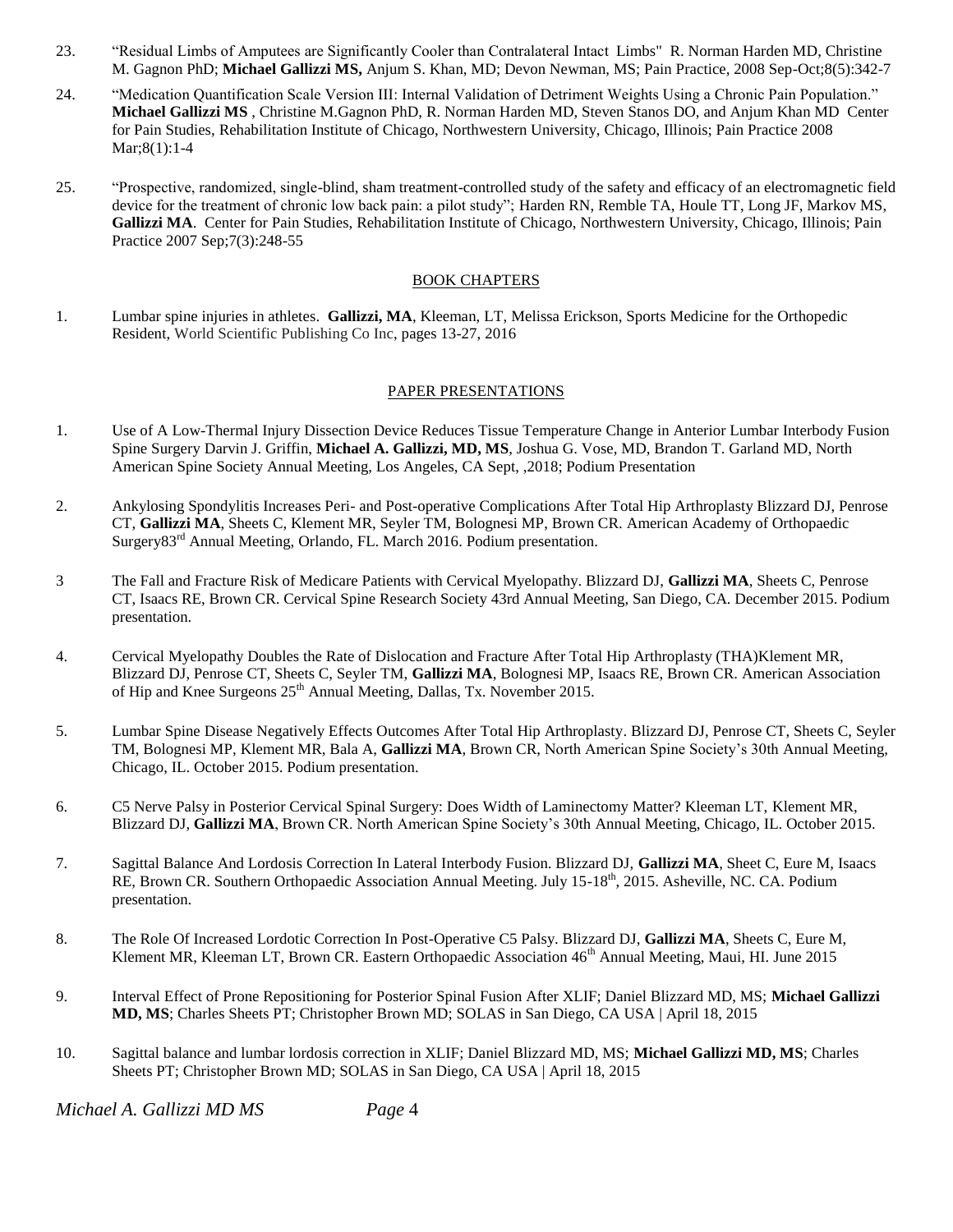23. "Residual Limbs of Amputees are Significantly Cooler than Contralateral Intact Limbs" R. Norman Harden MD, Christine M. Gagnon PhD; **Michael Gallizzi MS,** Anjum S. Khan, MD; Devon Newman, MS; Pain Practice, 2008 Sep-Oct;8(5):342-7

24. "Medication Quantification Scale Version III: Internal Validation of Detriment Weights Using a Chronic Pain Population." **Michael Gallizzi MS** , Christine M.Gagnon PhD, R. Norman Harden MD, Steven Stanos DO, and Anjum Khan MD Center for Pain Studies, Rehabilitation Institute of Chicago, Northwestern University, Chicago, Illinois; Pain Practice 2008 Mar;8(1):1-4

25. "Prospective, randomized, single-blind, sham treatment-controlled study of the safety and efficacy of an electromagnetic field device for the treatment of chronic low back pain: a pilot study"; Harden RN, Remble TA, Houle TT, Long JF, Markov MS, **Gallizzi MA**. Center for Pain Studies, Rehabilitation Institute of Chicago, Northwestern University, Chicago, Illinois; Pain Practice 2007 Sep;7(3):248-55

## BOOK CHAPTERS

1. Lumbar spine injuries in athletes. **Gallizzi, MA**, Kleeman, LT, Melissa Erickson, Sports Medicine for the Orthopedic Resident, World Scientific Publishing Co Inc, pages 13-27, 2016

## PAPER PRESENTATIONS

1. Use of A Low-Thermal Injury Dissection Device Reduces Tissue Temperature Change in Anterior Lumbar Interbody Fusion Spine Surgery Darvin J. Griffin, **Michael A. Gallizzi, MD, MS**, Joshua G. Vose, MD, Brandon T. Garland MD, North American Spine Society Annual Meeting, Los Angeles, CA Sept, ,2018; Podium Presentation

2. Ankylosing Spondylitis Increases Peri- and Post-operative Complications After Total Hip Arthroplasty Blizzard DJ, Penrose CT, **Gallizzi MA**, Sheets C, Klement MR, Seyler TM, Bolognesi MP, Brown CR. American Academy of Orthopaedic Surgery83rd Annual Meeting, Orlando, FL. March 2016. Podium presentation.

3 The Fall and Fracture Risk of Medicare Patients with Cervical Myelopathy. Blizzard DJ, **Gallizzi MA**, Sheets C, Penrose CT, Isaacs RE, Brown CR. Cervical Spine Research Society 43rd Annual Meeting, San Diego, CA. December 2015. Podium presentation.

4. Cervical Myelopathy Doubles the Rate of Dislocation and Fracture After Total Hip Arthroplasty (THA)Klement MR, Blizzard DJ, Penrose CT, Sheets C, Seyler TM, **Gallizzi MA**, Bolognesi MP, Isaacs RE, Brown CR. American Association of Hip and Knee Surgeons 25th Annual Meeting, Dallas, Tx. November 2015.

5. Lumbar Spine Disease Negatively Effects Outcomes After Total Hip Arthroplasty. Blizzard DJ, Penrose CT, Sheets C, Seyler TM, Bolognesi MP, Klement MR, Bala A, **Gallizzi MA**, Brown CR, North American Spine Society's 30th Annual Meeting, Chicago, IL. October 2015. Podium presentation.

6. C5 Nerve Palsy in Posterior Cervical Spinal Surgery: Does Width of Laminectomy Matter? Kleeman LT, Klement MR, Blizzard DJ, **Gallizzi MA**, Brown CR. North American Spine Society's 30th Annual Meeting, Chicago, IL. October 2015.

7. Sagittal Balance And Lordosis Correction In Lateral Interbody Fusion. Blizzard DJ, **Gallizzi MA**, Sheet C, Eure M, Isaacs RE, Brown CR. Southern Orthopaedic Association Annual Meeting. July 15-18th, 2015. Asheville, NC. CA. Podium presentation.

8. The Role Of Increased Lordotic Correction In Post-Operative C5 Palsy. Blizzard DJ, **Gallizzi MA**, Sheets C, Eure M, Klement MR, Kleeman LT, Brown CR. Eastern Orthopaedic Association 46th Annual Meeting, Maui, HI. June 2015

9. Interval Effect of Prone Repositioning for Posterior Spinal Fusion After XLIF; Daniel Blizzard MD, MS; **Michael Gallizzi MD, MS**; Charles Sheets PT; Christopher Brown MD; SOLAS in San Diego, CA USA | April 18, 2015

10. Sagittal balance and lumbar lordosis correction in XLIF; Daniel Blizzard MD, MS; **Michael Gallizzi MD, MS**; Charles Sheets PT; Christopher Brown MD; SOLAS in San Diego, CA USA | April 18, 2015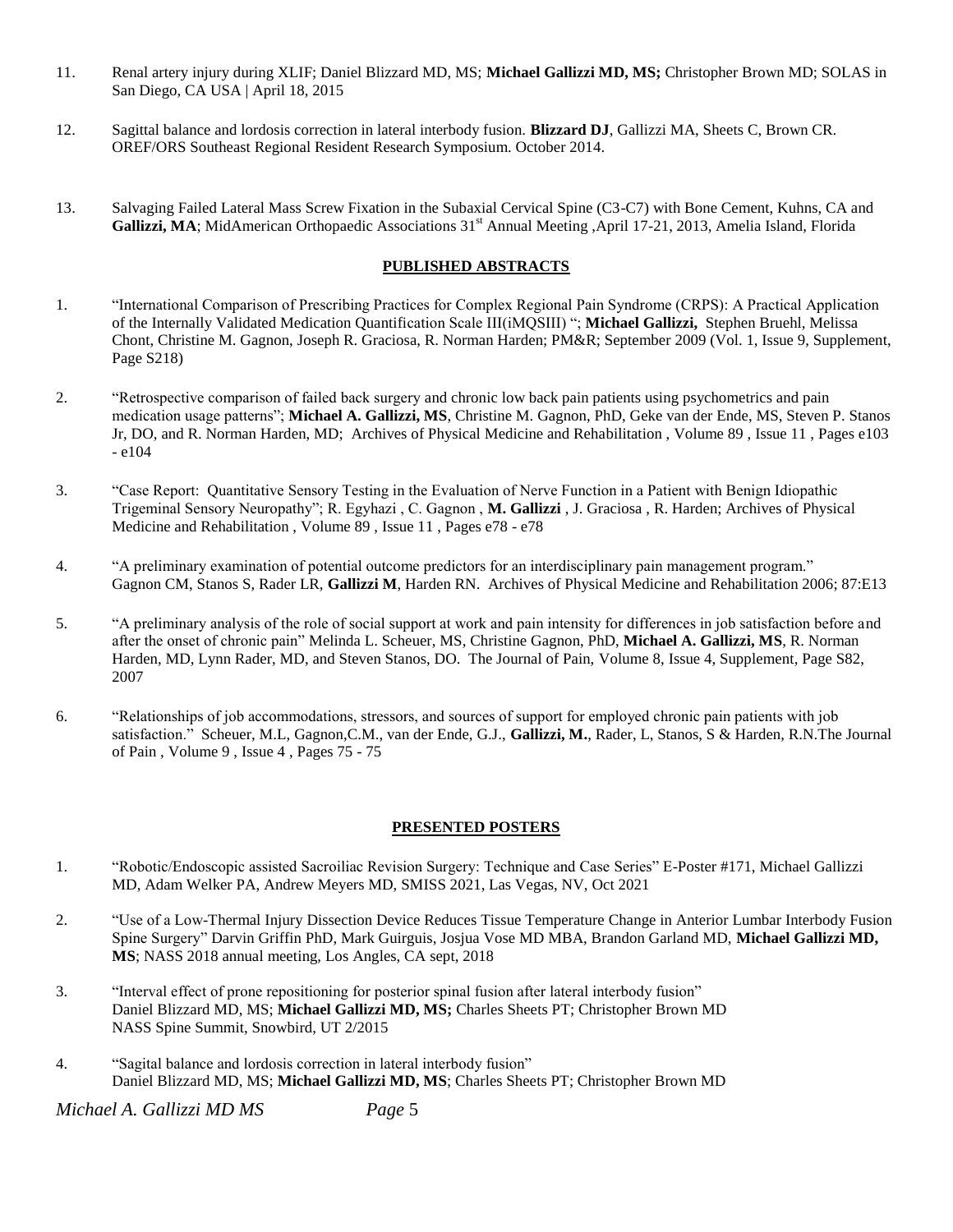11. Renal artery injury during XLIF; Daniel Blizzard MD, MS; **Michael Gallizzi MD, MS;** Christopher Brown MD; SOLAS in San Diego, CA USA | April 18, 2015

12. Sagittal balance and lordosis correction in lateral interbody fusion. **Blizzard DJ**, Gallizzi MA, Sheets C, Brown CR. OREF/ORS Southeast Regional Resident Research Symposium. October 2014.

13. Salvaging Failed Lateral Mass Screw Fixation in the Subaxial Cervical Spine (C3-C7) with Bone Cement, Kuhns, CA and **Gallizzi, MA**; MidAmerican Orthopaedic Associations 31st Annual Meeting ,April 17-21, 2013, Amelia Island, Florida

## PUBLISHED ABSTRACTS

1. "International Comparison of Prescribing Practices for Complex Regional Pain Syndrome (CRPS): A Practical Application of the Internally Validated Medication Quantification Scale III(iMQSIII) "; **Michael Gallizzi,** Stephen Bruehl, Melissa Chont, Christine M. Gagnon, Joseph R. Graciosa, R. Norman Harden; PM&R; September 2009 (Vol. 1, Issue 9, Supplement, Page S218)

2. "Retrospective comparison of failed back surgery and chronic low back pain patients using psychometrics and pain medication usage patterns"; **Michael A. Gallizzi, MS**, Christine M. Gagnon, PhD, Geke van der Ende, MS, Steven P. Stanos Jr, DO, and R. Norman Harden, MD; Archives of Physical Medicine and Rehabilitation , Volume 89 , Issue 11 , Pages e103 - e104

3. "Case Report: Quantitative Sensory Testing in the Evaluation of Nerve Function in a Patient with Benign Idiopathic Trigeminal Sensory Neuropathy"; R. Egyhazi , C. Gagnon , **M. Gallizzi** , J. Graciosa , R. Harden; Archives of Physical Medicine and Rehabilitation , Volume 89 , Issue 11 , Pages e78 - e78

4. "A preliminary examination of potential outcome predictors for an interdisciplinary pain management program." Gagnon CM, Stanos S, Rader LR, **Gallizzi M**, Harden RN. Archives of Physical Medicine and Rehabilitation 2006; 87:E13

5. "A preliminary analysis of the role of social support at work and pain intensity for differences in job satisfaction before and after the onset of chronic pain" Melinda L. Scheuer, MS, Christine Gagnon, PhD, **Michael A. Gallizzi, MS**, R. Norman Harden, MD, Lynn Rader, MD, and Steven Stanos, DO. The Journal of Pain, Volume 8, Issue 4, Supplement, Page S82, 2007

6. "Relationships of job accommodations, stressors, and sources of support for employed chronic pain patients with job satisfaction." Scheuer, M.L, Gagnon,C.M., van der Ende, G.J., **Gallizzi, M.**, Rader, L, Stanos, S & Harden, R.N.The Journal of Pain , Volume 9 , Issue 4 , Pages 75 - 75

## PRESENTED POSTERS

1. "Robotic/Endoscopic assisted Sacroiliac Revision Surgery: Technique and Case Series" E-Poster #171, Michael Gallizzi MD, Adam Welker PA, Andrew Meyers MD, SMISS 2021, Las Vegas, NV, Oct 2021

2. "Use of a Low-Thermal Injury Dissection Device Reduces Tissue Temperature Change in Anterior Lumbar Interbody Fusion Spine Surgery" Darvin Griffin PhD, Mark Guirguis, Josjua Vose MD MBA, Brandon Garland MD, **Michael Gallizzi MD, MS**; NASS 2018 annual meeting, Los Angles, CA sept, 2018

3. "Interval effect of prone repositioning for posterior spinal fusion after lateral interbody fusion" Daniel Blizzard MD, MS; **Michael Gallizzi MD, MS;** Charles Sheets PT; Christopher Brown MD NASS Spine Summit, Snowbird, UT 2/2015

4. "Sagital balance and lordosis correction in lateral interbody fusion" Daniel Blizzard MD, MS; **Michael Gallizzi MD, MS**; Charles Sheets PT; Christopher Brown MD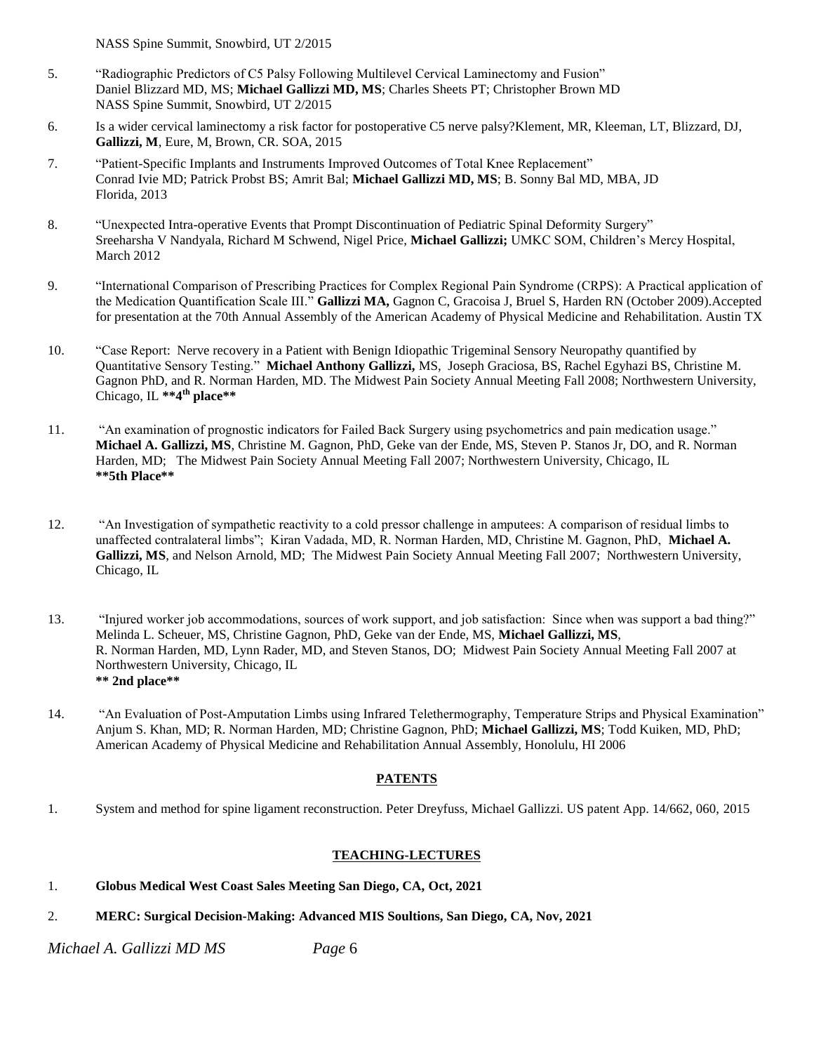NASS Spine Summit, Snowbird, UT 2/2015

5. "Radiographic Predictors of C5 Palsy Following Multilevel Cervical Laminectomy and Fusion" Daniel Blizzard MD, MS; **Michael Gallizzi MD, MS**; Charles Sheets PT; Christopher Brown MD NASS Spine Summit, Snowbird, UT 2/2015

6. Is a wider cervical laminectomy a risk factor for postoperative C5 nerve palsy?Klement, MR, Kleeman, LT, Blizzard, DJ, **Gallizzi, M**, Eure, M, Brown, CR. SOA, 2015

7. "Patient-Specific Implants and Instruments Improved Outcomes of Total Knee Replacement" Conrad Ivie MD; Patrick Probst BS; Amrit Bal; **Michael Gallizzi MD, MS**; B. Sonny Bal MD, MBA, JD Florida, 2013

8. "Unexpected Intra-operative Events that Prompt Discontinuation of Pediatric Spinal Deformity Surgery" Sreeharsha V Nandyala, Richard M Schwend, Nigel Price, **Michael Gallizzi;** UMKC SOM, Children's Mercy Hospital, March 2012

9. "International Comparison of Prescribing Practices for Complex Regional Pain Syndrome (CRPS): A Practical application of the Medication Quantification Scale III." **Gallizzi MA,** Gagnon C, Gracoisa J, Bruel S, Harden RN (October 2009).Accepted for presentation at the 70th Annual Assembly of the American Academy of Physical Medicine and Rehabilitation. Austin TX

10. "Case Report: Nerve recovery in a Patient with Benign Idiopathic Trigeminal Sensory Neuropathy quantified by Quantitative Sensory Testing." **Michael Anthony Gallizzi,** MS, Joseph Graciosa, BS, Rachel Egyhazi BS, Christine M. Gagnon PhD, and R. Norman Harden, MD. The Midwest Pain Society Annual Meeting Fall 2008; Northwestern University, Chicago, IL **\*\*4th place\*\***

11. "An examination of prognostic indicators for Failed Back Surgery using psychometrics and pain medication usage." **Michael A. Gallizzi, MS**, Christine M. Gagnon, PhD, Geke van der Ende, MS, Steven P. Stanos Jr, DO, and R. Norman Harden, MD; The Midwest Pain Society Annual Meeting Fall 2007; Northwestern University, Chicago, IL **\*\*5th Place\*\***

12. "An Investigation of sympathetic reactivity to a cold pressor challenge in amputees: A comparison of residual limbs to unaffected contralateral limbs"; Kiran Vadada, MD, R. Norman Harden, MD, Christine M. Gagnon, PhD, **Michael A. Gallizzi, MS**, and Nelson Arnold, MD; The Midwest Pain Society Annual Meeting Fall 2007; Northwestern University, Chicago, IL

13. "Injured worker job accommodations, sources of work support, and job satisfaction: Since when was support a bad thing?" Melinda L. Scheuer, MS, Christine Gagnon, PhD, Geke van der Ende, MS, **Michael Gallizzi, MS**, R. Norman Harden, MD, Lynn Rader, MD, and Steven Stanos, DO; Midwest Pain Society Annual Meeting Fall 2007 at Northwestern University, Chicago, IL **\*\* 2nd place\*\***

14. "An Evaluation of Post-Amputation Limbs using Infrared Telethermography, Temperature Strips and Physical Examination" Anjum S. Khan, MD; R. Norman Harden, MD; Christine Gagnon, PhD; **Michael Gallizzi, MS**; Todd Kuiken, MD, PhD; American Academy of Physical Medicine and Rehabilitation Annual Assembly, Honolulu, HI 2006

## PATENTS

1. System and method for spine ligament reconstruction. Peter Dreyfuss, Michael Gallizzi. US patent App. 14/662, 060, 2015

## TEACHING-LECTURES

1. **Globus Medical West Coast Sales Meeting San Diego, CA, Oct, 2021**
2. **MERC: Surgical Decision-Making: Advanced MIS Soultions, San Diego, CA, Nov, 2021**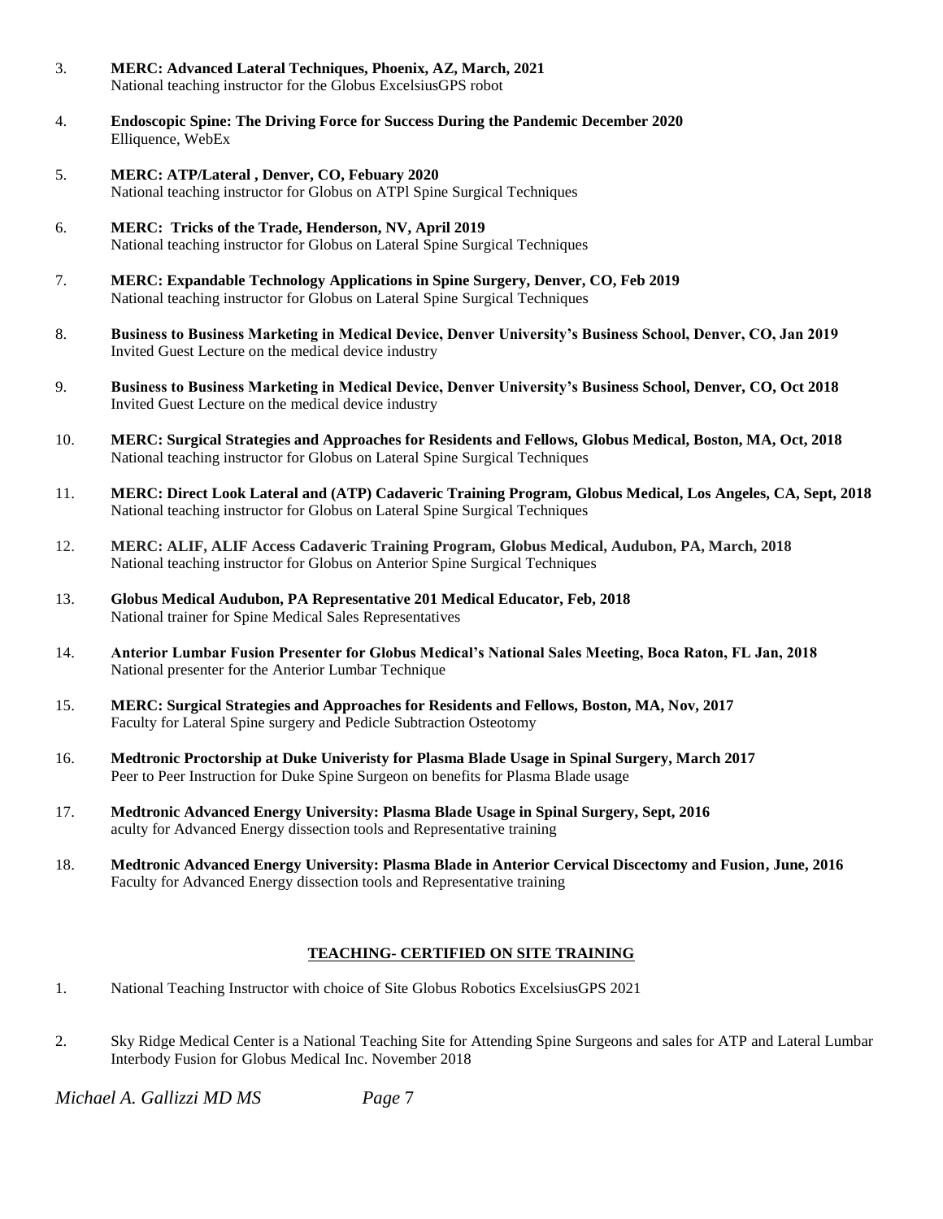3. **MERC: Advanced Lateral Techniques, Phoenix, AZ, March, 2021**
   National teaching instructor for the Globus ExcelsiusGPS robot

4. **Endoscopic Spine: The Driving Force for Success During the Pandemic December 2020**
   Elliquence, WebEx

5. **MERC: ATP/Lateral , Denver, CO, Febuary 2020**
   National teaching instructor for Globus on ATPl Spine Surgical Techniques

6. **MERC: Tricks of the Trade, Henderson, NV, April 2019**
   National teaching instructor for Globus on Lateral Spine Surgical Techniques

7. **MERC: Expandable Technology Applications in Spine Surgery, Denver, CO, Feb 2019**
   National teaching instructor for Globus on Lateral Spine Surgical Techniques

8. **Business to Business Marketing in Medical Device, Denver University's Business School, Denver, CO, Jan 2019**
   Invited Guest Lecture on the medical device industry

9. **Business to Business Marketing in Medical Device, Denver University's Business School, Denver, CO, Oct 2018**
   Invited Guest Lecture on the medical device industry

10. **MERC: Surgical Strategies and Approaches for Residents and Fellows, Globus Medical, Boston, MA, Oct, 2018**
    National teaching instructor for Globus on Lateral Spine Surgical Techniques

11. **MERC: Direct Look Lateral and (ATP) Cadaveric Training Program, Globus Medical, Los Angeles, CA, Sept, 2018**
    National teaching instructor for Globus on Lateral Spine Surgical Techniques

12. **MERC: ALIF, ALIF Access Cadaveric Training Program, Globus Medical, Audubon, PA, March, 2018**
    National teaching instructor for Globus on Anterior Spine Surgical Techniques

13. **Globus Medical Audubon, PA Representative 201 Medical Educator, Feb, 2018**
    National trainer for Spine Medical Sales Representatives

14. **Anterior Lumbar Fusion Presenter for Globus Medical's National Sales Meeting, Boca Raton, FL Jan, 2018**
    National presenter for the Anterior Lumbar Technique

15. **MERC: Surgical Strategies and Approaches for Residents and Fellows, Boston, MA, Nov, 2017**
    Faculty for Lateral Spine surgery and Pedicle Subtraction Osteotomy

16. **Medtronic Proctorship at Duke Univeristy for Plasma Blade Usage in Spinal Surgery, March 2017**
    Peer to Peer Instruction for Duke Spine Surgeon on benefits for Plasma Blade usage

17. **Medtronic Advanced Energy University: Plasma Blade Usage in Spinal Surgery, Sept, 2016**
    aculty for Advanced Energy dissection tools and Representative training

18. **Medtronic Advanced Energy University: Plasma Blade in Anterior Cervical Discectomy and Fusion, June, 2016**
    Faculty for Advanced Energy dissection tools and Representative training

## TEACHING- CERTIFIED ON SITE TRAINING

1. National Teaching Instructor with choice of Site Globus Robotics ExcelsiusGPS 2021

2. Sky Ridge Medical Center is a National Teaching Site for Attending Spine Surgeons and sales for ATP and Lateral Lumbar Interbody Fusion for Globus Medical Inc. November 2018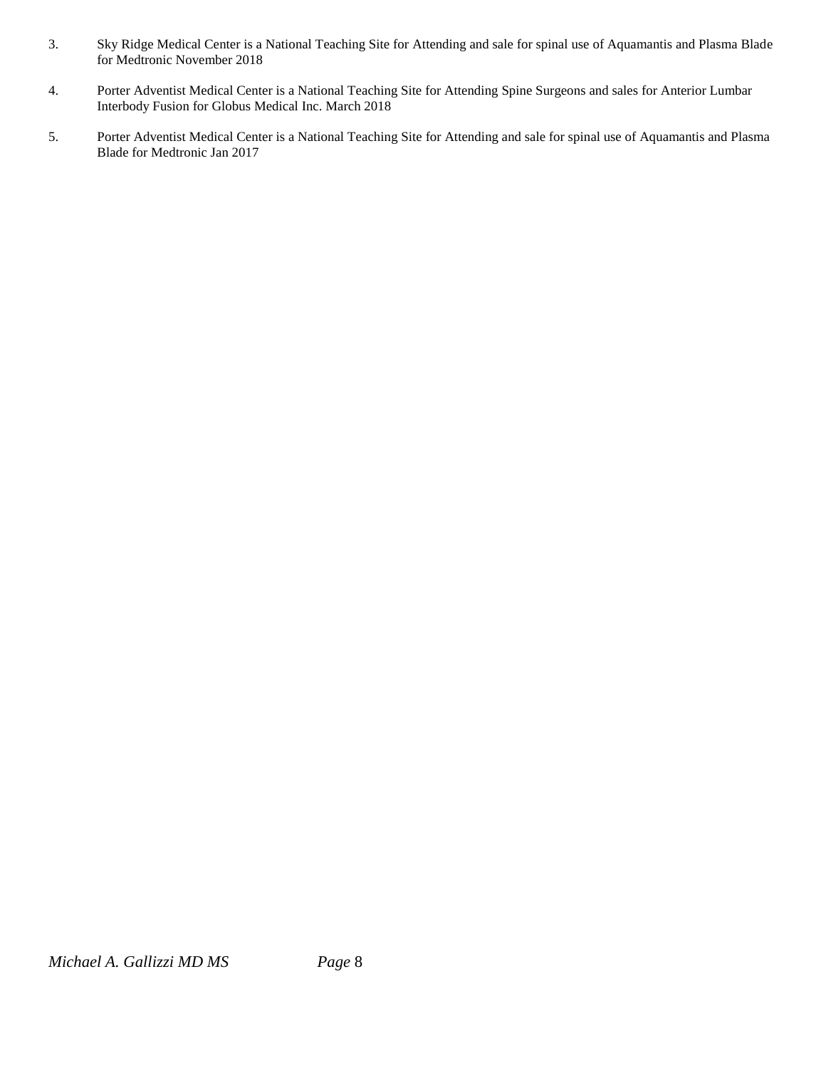3. Sky Ridge Medical Center is a National Teaching Site for Attending and sale for spinal use of Aquamantis and Plasma Blade for Medtronic November 2018

4. Porter Adventist Medical Center is a National Teaching Site for Attending Spine Surgeons and sales for Anterior Lumbar Interbody Fusion for Globus Medical Inc. March 2018

5. Porter Adventist Medical Center is a National Teaching Site for Attending and sale for spinal use of Aquamantis and Plasma Blade for Medtronic Jan 2017